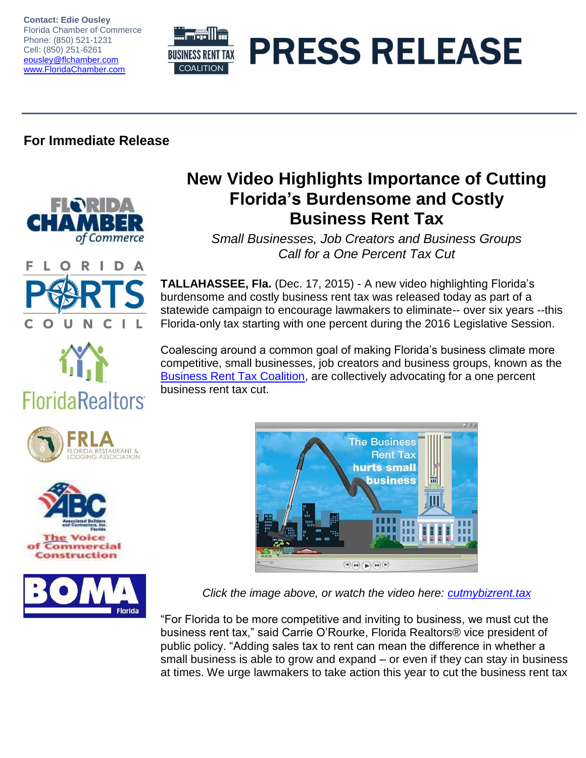Contact: Edie Ousley
Florida Chamber of Commerce
Phone: (850) 521-1231
Cell: (850) 251-6261
eousley@flchamber.com
www.FloridaChamber.com

# PRESS RELEASE

**For Immediate Release**

## New Video Highlights Importance of Cutting Florida's Burdensome and Costly Business Rent Tax

*Small Businesses, Job Creators and Business Groups Call for a One Percent Tax Cut*

**TALLAHASSEE, Fla.** (Dec. 17, 2015) - A new video highlighting Florida's burdensome and costly business rent tax was released today as part of a statewide campaign to encourage lawmakers to eliminate-- over six years --this Florida-only tax starting with one percent during the 2016 Legislative Session.

Coalescing around a common goal of making Florida's business climate more competitive, small businesses, job creators and business groups, known as the Business Rent Tax Coalition, are collectively advocating for a one percent business rent tax cut.

*Click the image above, or watch the video here: cutmybizrent.tax*

"For Florida to be more competitive and inviting to business, we must cut the business rent tax," said Carrie O'Rourke, Florida Realtors® vice president of public policy. "Adding sales tax to rent can mean the difference in whether a small business is able to grow and expand – or even if they can stay in business at times. We urge lawmakers to take action this year to cut the business rent tax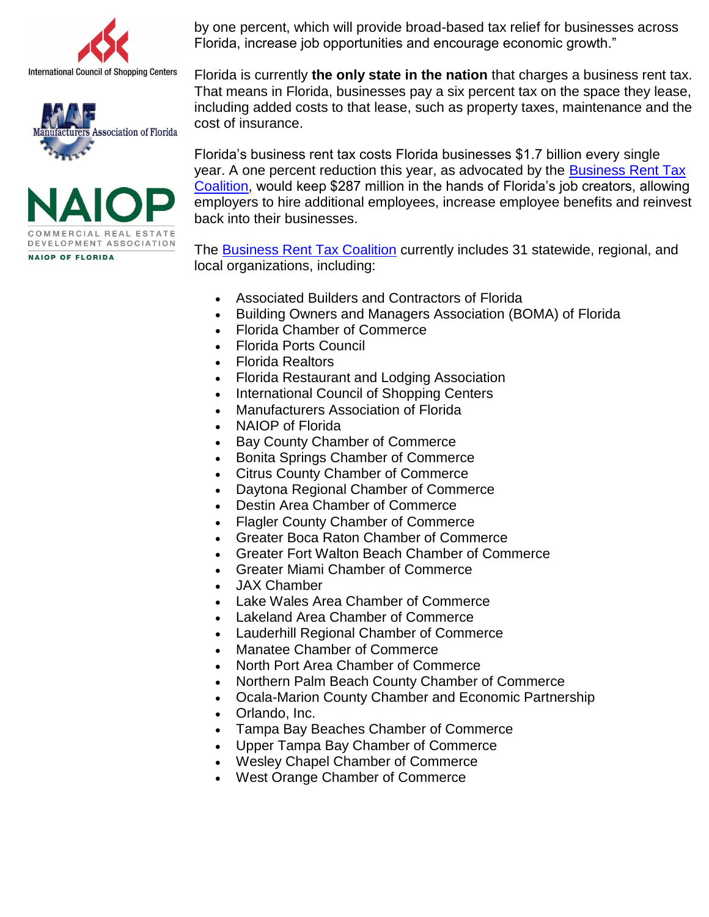by one percent, which will provide broad-based tax relief for businesses across Florida, increase job opportunities and encourage economic growth."

Florida is currently **the only state in the nation** that charges a business rent tax. That means in Florida, businesses pay a six percent tax on the space they lease, including added costs to that lease, such as property taxes, maintenance and the cost of insurance.

Florida's business rent tax costs Florida businesses $1.7 billion every single year. A one percent reduction this year, as advocated by the Business Rent Tax Coalition, would keep $287 million in the hands of Florida's job creators, allowing employers to hire additional employees, increase employee benefits and reinvest back into their businesses.

The Business Rent Tax Coalition currently includes 31 statewide, regional, and local organizations, including:

- Associated Builders and Contractors of Florida
- Building Owners and Managers Association (BOMA) of Florida
- Florida Chamber of Commerce
- Florida Ports Council
- Florida Realtors
- Florida Restaurant and Lodging Association
- International Council of Shopping Centers
- Manufacturers Association of Florida
- NAIOP of Florida
- Bay County Chamber of Commerce
- Bonita Springs Chamber of Commerce
- Citrus County Chamber of Commerce
- Daytona Regional Chamber of Commerce
- Destin Area Chamber of Commerce
- Flagler County Chamber of Commerce
- Greater Boca Raton Chamber of Commerce
- Greater Fort Walton Beach Chamber of Commerce
- Greater Miami Chamber of Commerce
- JAX Chamber
- Lake Wales Area Chamber of Commerce
- Lakeland Area Chamber of Commerce
- Lauderhill Regional Chamber of Commerce
- Manatee Chamber of Commerce
- North Port Area Chamber of Commerce
- Northern Palm Beach County Chamber of Commerce
- Ocala-Marion County Chamber and Economic Partnership
- Orlando, Inc.
- Tampa Bay Beaches Chamber of Commerce
- Upper Tampa Bay Chamber of Commerce
- Wesley Chapel Chamber of Commerce
- West Orange Chamber of Commerce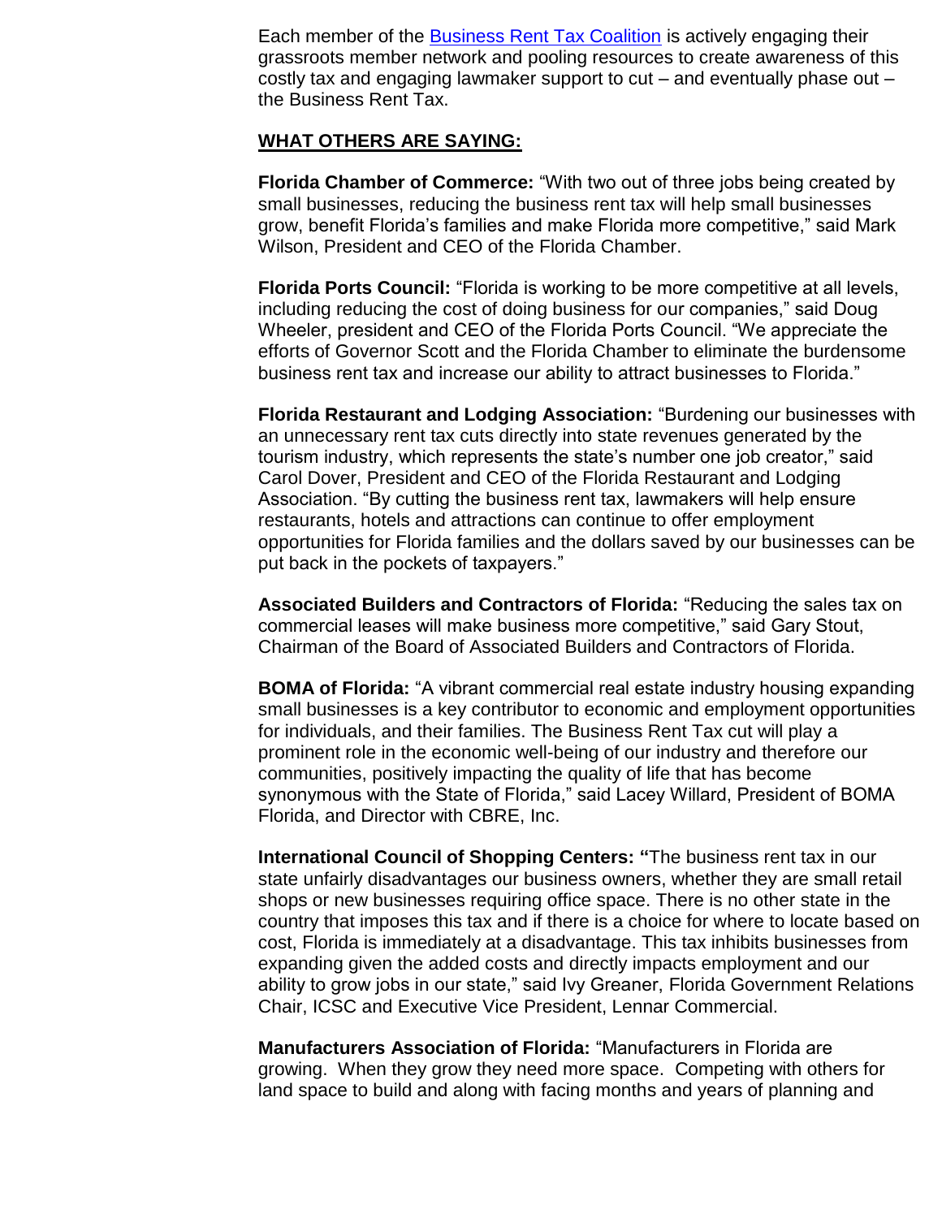Each member of the Business Rent Tax Coalition is actively engaging their grassroots member network and pooling resources to create awareness of this costly tax and engaging lawmaker support to cut – and eventually phase out – the Business Rent Tax.

**WHAT OTHERS ARE SAYING:**

**Florida Chamber of Commerce:** "With two out of three jobs being created by small businesses, reducing the business rent tax will help small businesses grow, benefit Florida's families and make Florida more competitive," said Mark Wilson, President and CEO of the Florida Chamber.

**Florida Ports Council:** "Florida is working to be more competitive at all levels, including reducing the cost of doing business for our companies," said Doug Wheeler, president and CEO of the Florida Ports Council. "We appreciate the efforts of Governor Scott and the Florida Chamber to eliminate the burdensome business rent tax and increase our ability to attract businesses to Florida."

**Florida Restaurant and Lodging Association:** "Burdening our businesses with an unnecessary rent tax cuts directly into state revenues generated by the tourism industry, which represents the state's number one job creator," said Carol Dover, President and CEO of the Florida Restaurant and Lodging Association. "By cutting the business rent tax, lawmakers will help ensure restaurants, hotels and attractions can continue to offer employment opportunities for Florida families and the dollars saved by our businesses can be put back in the pockets of taxpayers."

**Associated Builders and Contractors of Florida:** "Reducing the sales tax on commercial leases will make business more competitive," said Gary Stout, Chairman of the Board of Associated Builders and Contractors of Florida.

**BOMA of Florida:** "A vibrant commercial real estate industry housing expanding small businesses is a key contributor to economic and employment opportunities for individuals, and their families. The Business Rent Tax cut will play a prominent role in the economic well-being of our industry and therefore our communities, positively impacting the quality of life that has become synonymous with the State of Florida," said Lacey Willard, President of BOMA Florida, and Director with CBRE, Inc.

**International Council of Shopping Centers: "**The business rent tax in our state unfairly disadvantages our business owners, whether they are small retail shops or new businesses requiring office space. There is no other state in the country that imposes this tax and if there is a choice for where to locate based on cost, Florida is immediately at a disadvantage. This tax inhibits businesses from expanding given the added costs and directly impacts employment and our ability to grow jobs in our state," said Ivy Greaner, Florida Government Relations Chair, ICSC and Executive Vice President, Lennar Commercial.

**Manufacturers Association of Florida:** "Manufacturers in Florida are growing. When they grow they need more space. Competing with others for land space to build and along with facing months and years of planning and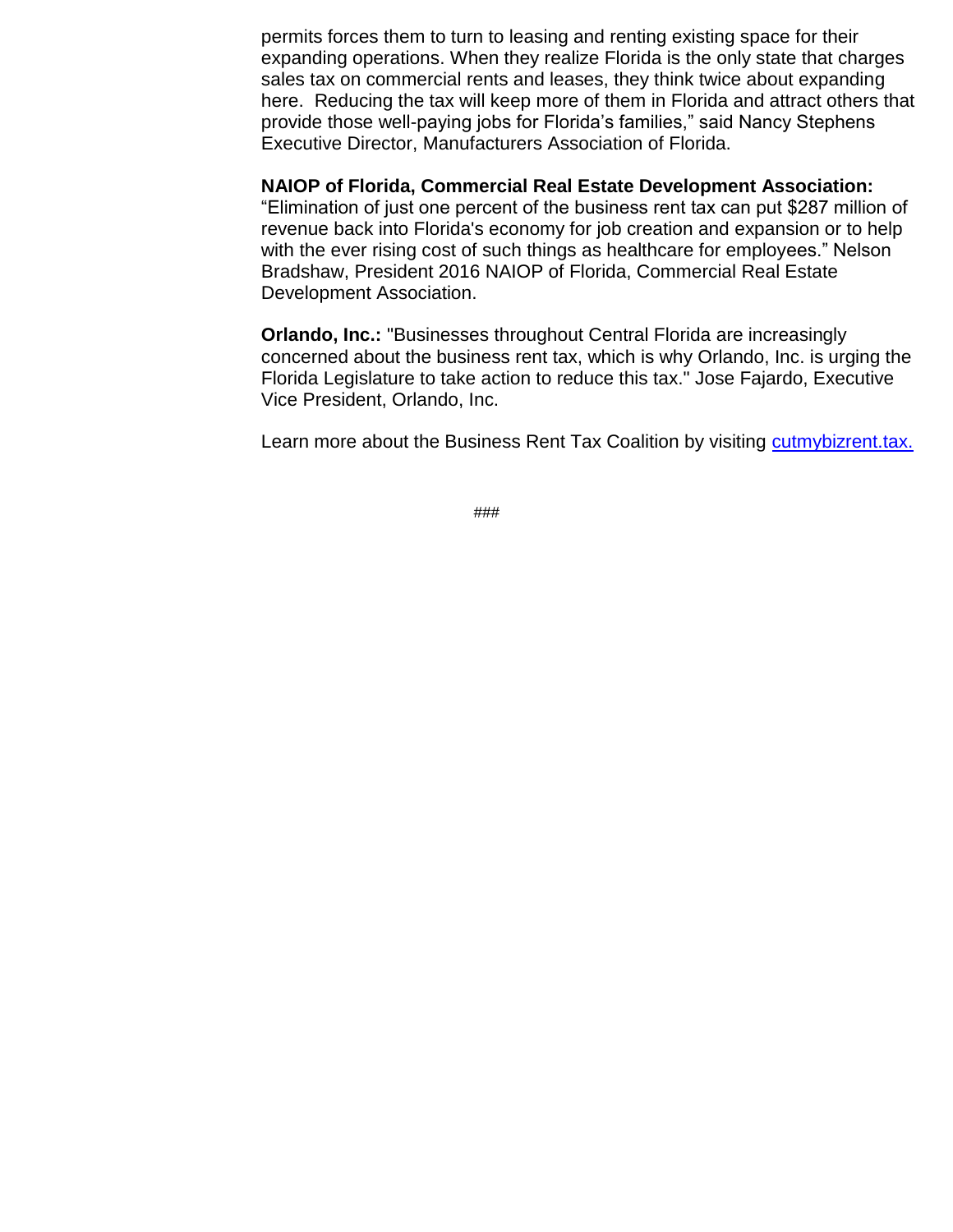permits forces them to turn to leasing and renting existing space for their expanding operations. When they realize Florida is the only state that charges sales tax on commercial rents and leases, they think twice about expanding here. Reducing the tax will keep more of them in Florida and attract others that provide those well-paying jobs for Florida's families," said Nancy Stephens Executive Director, Manufacturers Association of Florida.

**NAIOP of Florida, Commercial Real Estate Development Association:** "Elimination of just one percent of the business rent tax can put $287 million of revenue back into Florida's economy for job creation and expansion or to help with the ever rising cost of such things as healthcare for employees." Nelson Bradshaw, President 2016 NAIOP of Florida, Commercial Real Estate Development Association.

**Orlando, Inc.:** "Businesses throughout Central Florida are increasingly concerned about the business rent tax, which is why Orlando, Inc. is urging the Florida Legislature to take action to reduce this tax." Jose Fajardo, Executive Vice President, Orlando, Inc.

Learn more about the Business Rent Tax Coalition by visiting [cutmybizrent.tax.](cutmybizrent.tax)

###